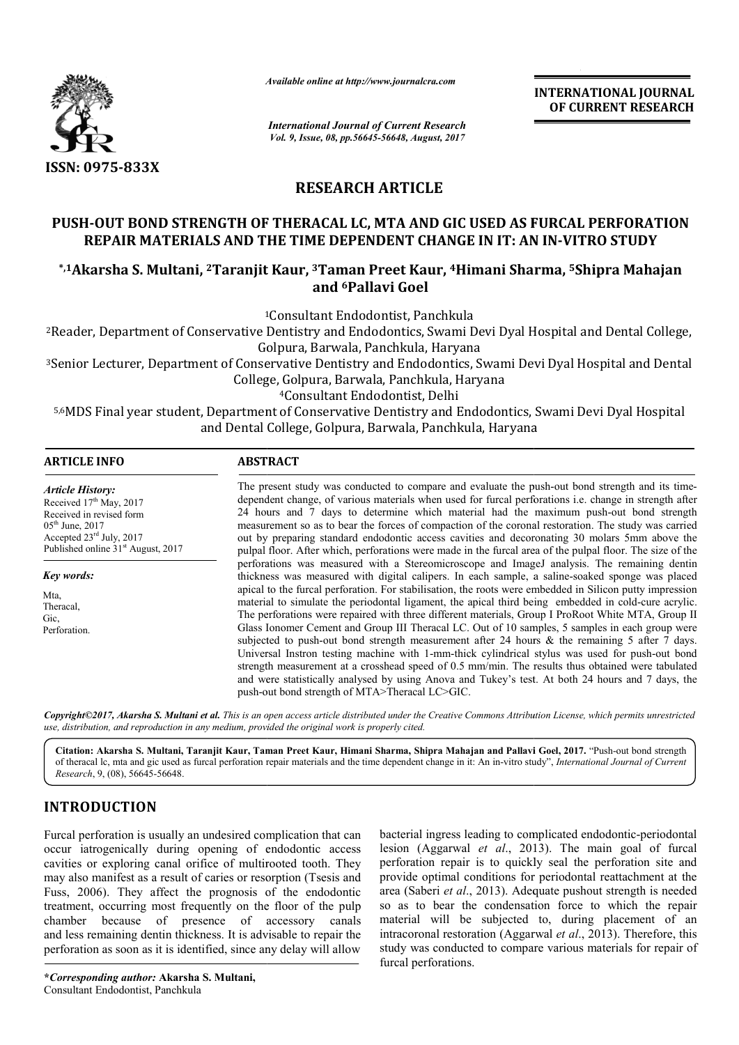**ISSN: 0975-833X**

*Available online at http://www.journalcra.com*

*International Journal of Current Research*
*Vol. 9, Issue, 08, pp.56645-56648, August, 2017*

**INTERNATIONAL JOURNAL OF CURRENT RESEARCH**

## RESEARCH ARTICLE

# PUSH-OUT BOND STRENGTH OF THERACAL LC, MTA AND GIC USED AS FURCAL PERFORATION REPAIR MATERIALS AND THE TIME DEPENDENT CHANGE IN IT: AN IN-VITRO STUDY

**[*,1]Akarsha S. Multani, [2]Taranjit Kaur, [3]Taman Preet Kaur, [4]Himani Sharma, [5]Shipra Mahajan and [6]Pallavi Goel**

[1]Consultant Endodontist, Panchkula

[2]Reader, Department of Conservative Dentistry and Endodontics, Swami Devi Dyal Hospital and Dental College, Golpura, Barwala, Panchkula, Haryana

[3]Senior Lecturer, Department of Conservative Dentistry and Endodontics, Swami Devi Dyal Hospital and Dental College, Golpura, Barwala, Panchkula, Haryana

[4]Consultant Endodontist, Delhi

[5,6]MDS Final year student, Department of Conservative Dentistry and Endodontics, Swami Devi Dyal Hospital and Dental College, Golpura, Barwala, Panchkula, Haryana

### ARTICLE INFO

*Article History:*

Received 17[th] May, 2017
Received in revised form 05[th] June, 2017
Accepted 23[rd] July, 2017
Published online 31[st] August, 2017

*Key words:*

Mta,
Theracal,
Gic,
Perforation.

### ABSTRACT

The present study was conducted to compare and evaluate the push-out bond strength and its time-dependent change, of various materials when used for furcal perforations i.e. change in strength after 24 hours and 7 days to determine which material had the maximum push-out bond strength measurement so as to bear the forces of compaction of the coronal restoration. The study was carried out by preparing standard endodontic access cavities and decoronating 30 molars 5mm above the pulpal floor. After which, perforations were made in the furcal area of the pulpal floor. The size of the perforations was measured with a Stereomicroscope and ImageJ analysis. The remaining dentin thickness was measured with digital calipers. In each sample, a saline-soaked sponge was placed apical to the furcal perforation. For stabilisation, the roots were embedded in Silicon putty impression material to simulate the periodontal ligament, the apical third being embedded in cold-cure acrylic. The perforations were repaired with three different materials, Group I ProRoot White MTA, Group II Glass Ionomer Cement and Group III Theracal LC. Out of 10 samples, 5 samples in each group were subjected to push-out bond strength measurement after 24 hours & the remaining 5 after 7 days. Universal Instron testing machine with 1-mm-thick cylindrical stylus was used for push-out bond strength measurement at a crosshead speed of 0.5 mm/min. The results thus obtained were tabulated and were statistically analysed by using Anova and Tukey's test. At both 24 hours and 7 days, the push-out bond strength of MTA>Theracal LC>GIC.

***Copyright©2017, Akarsha S. Multani et al.*** *This is an open access article distributed under the Creative Commons Attribution License, which permits unrestricted use, distribution, and reproduction in any medium, provided the original work is properly cited.*

**Citation: Akarsha S. Multani, Taranjit Kaur, Taman Preet Kaur, Himani Sharma, Shipra Mahajan and Pallavi Goel, 2017.** "Push-out bond strength of theracal lc, mta and gic used as furcal perforation repair materials and the time dependent change in it: An in-vitro study", *International Journal of Current Research*, 9, (08), 56645-56648.

## INTRODUCTION

Furcal perforation is usually an undesired complication that can occur iatrogenically during opening of endodontic access cavities or exploring canal orifice of multirooted tooth. They may also manifest as a result of caries or resorption (Tsesis and Fuss, 2006). They affect the prognosis of the endodontic treatment, occurring most frequently on the floor of the pulp chamber because of presence of accessory canals and less remaining dentin thickness. It is advisable to repair the perforation as soon as it is identified, since any delay will allow bacterial ingress leading to complicated endodontic-periodontal lesion (Aggarwal *et al*., 2013). The main goal of furcal perforation repair is to quickly seal the perforation site and provide optimal conditions for periodontal reattachment at the area (Saberi *et al*., 2013). Adequate pushout strength is needed so as to bear the condensation force to which the repair material will be subjected to, during placement of an intracoronal restoration (Aggarwal *et al*., 2013). Therefore, this study was conducted to compare various materials for repair of furcal perforations.

***Corresponding author:*** **Akarsha S. Multani,**
Consultant Endodontist, Panchkula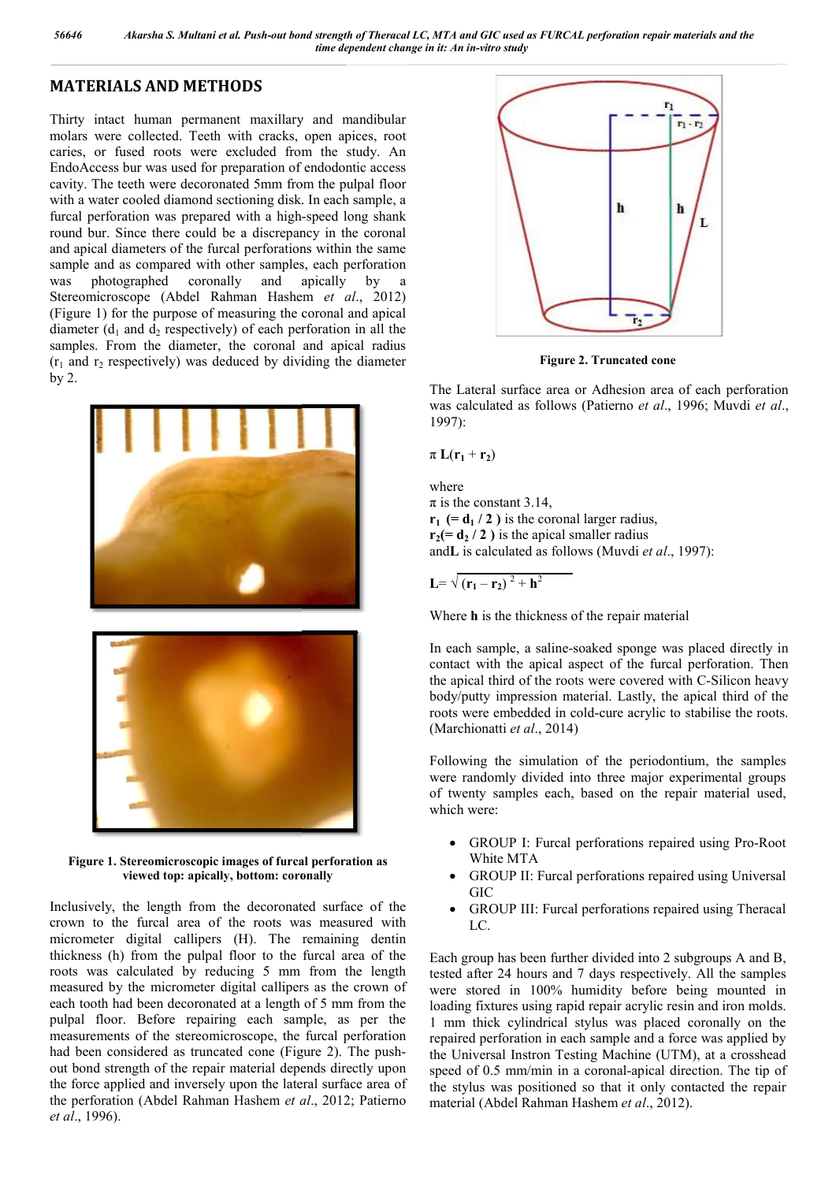## MATERIALS AND METHODS

Thirty intact human permanent maxillary and mandibular molars were collected. Teeth with cracks, open apices, root caries, or fused roots were excluded from the study. An EndoAccess bur was used for preparation of endodontic access cavity. The teeth were decoronated 5mm from the pulpal floor with a water cooled diamond sectioning disk. In each sample, a furcal perforation was prepared with a high-speed long shank round bur. Since there could be a discrepancy in the coronal and apical diameters of the furcal perforations within the same sample and as compared with other samples, each perforation was photographed coronally and apically by a Stereomicroscope (Abdel Rahman Hashem *et al*., 2012) (Figure 1) for the purpose of measuring the coronal and apical diameter ($d_1$ and $d_2$ respectively) of each perforation in all the samples. From the diameter, the coronal and apical radius ($r_1$ and $r_2$ respectively) was deduced by dividing the diameter by 2.

**Figure 1. Stereomicroscopic images of furcal perforation as viewed top: apically, bottom: coronally**

Inclusively, the length from the decoronated surface of the crown to the furcal area of the roots was measured with micrometer digital callipers (H). The remaining dentin thickness (h) from the pulpal floor to the furcal area of the roots was calculated by reducing 5 mm from the length measured by the micrometer digital callipers as the crown of each tooth had been decoronated at a length of 5 mm from the pulpal floor. Before repairing each sample, as per the measurements of the stereomicroscope, the furcal perforation had been considered as truncated cone (Figure 2). The push-out bond strength of the repair material depends directly upon the force applied and inversely upon the lateral surface area of the perforation (Abdel Rahman Hashem *et al*., 2012; Patierno *et al*., 1996).

**Figure 2. Truncated cone**

The Lateral surface area or Adhesion area of each perforation was calculated as follows (Patierno *et al*., 1996; Muvdi *et al*., 1997):

$$\pi \mathbf{L}(\mathbf{r_1} + \mathbf{r_2})$$

where
$\pi$ is the constant 3.14,
$\mathbf{r_1}$ $(= \mathbf{d_1} / \mathbf{2})$ is the coronal larger radius,
$\mathbf{r_2}$$(= \mathbf{d_2} / \mathbf{2})$ is the apical smaller radius
and**L** is calculated as follows (Muvdi *et al*., 1997):

$$\mathbf{L} = \sqrt{(\mathbf{r_1} - \mathbf{r_2})^2 + \mathbf{h}^2}$$

Where **h** is the thickness of the repair material

In each sample, a saline-soaked sponge was placed directly in contact with the apical aspect of the furcal perforation. Then the apical third of the roots were covered with C-Silicon heavy body/putty impression material. Lastly, the apical third of the roots were embedded in cold-cure acrylic to stabilise the roots. (Marchionatti *et al*., 2014)

Following the simulation of the periodontium, the samples were randomly divided into three major experimental groups of twenty samples each, based on the repair material used, which were:

- GROUP I: Furcal perforations repaired using Pro-Root White MTA
- GROUP II: Furcal perforations repaired using Universal GIC
- GROUP III: Furcal perforations repaired using Theracal LC.

Each group has been further divided into 2 subgroups A and B, tested after 24 hours and 7 days respectively. All the samples were stored in 100% humidity before being mounted in loading fixtures using rapid repair acrylic resin and iron molds. 1 mm thick cylindrical stylus was placed coronally on the repaired perforation in each sample and a force was applied by the Universal Instron Testing Machine (UTM), at a crosshead speed of 0.5 mm/min in a coronal-apical direction. The tip of the stylus was positioned so that it only contacted the repair material (Abdel Rahman Hashem *et al*., 2012).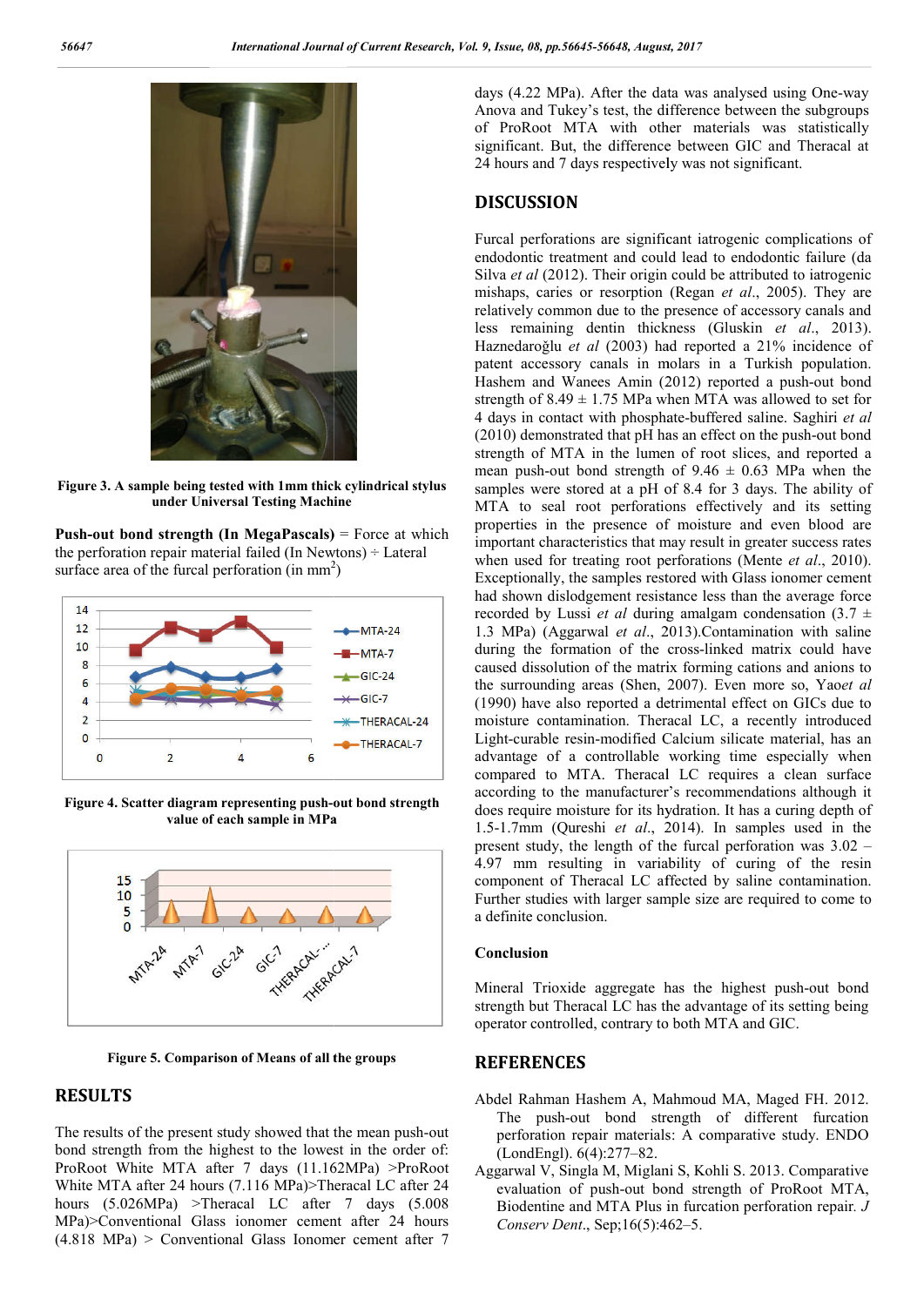Figure 3. A sample being tested with 1mm thick cylindrical stylus under Universal Testing Machine

**Push-out bond strength (In MegaPascals)** = Force at which the perforation repair material failed (In Newtons) ÷ Lateral surface area of the furcal perforation (in mm$^2$)

Figure 4. Scatter diagram representing push-out bond strength value of each sample in MPa

Figure 5. Comparison of Means of all the groups

## RESULTS

The results of the present study showed that the mean push-out bond strength from the highest to the lowest in the order of: ProRoot White MTA after 7 days (11.162MPa) >ProRoot White MTA after 24 hours (7.116 MPa)>Theracal LC after 24 hours (5.026MPa) >Theracal LC after 7 days (5.008 MPa)>Conventional Glass ionomer cement after 24 hours (4.818 MPa) > Conventional Glass Ionomer cement after 7 days (4.22 MPa). After the data was analysed using One-way Anova and Tukey's test, the difference between the subgroups of ProRoot MTA with other materials was statistically significant. But, the difference between GIC and Theracal at 24 hours and 7 days respectively was not significant.

## DISCUSSION

Furcal perforations are significant iatrogenic complications of endodontic treatment and could lead to endodontic failure (da Silva *et al* (2012). Their origin could be attributed to iatrogenic mishaps, caries or resorption (Regan *et al*., 2005). They are relatively common due to the presence of accessory canals and less remaining dentin thickness (Gluskin *et al*., 2013). Haznedaroğlu *et al* (2003) had reported a 21% incidence of patent accessory canals in molars in a Turkish population. Hashem and Wanees Amin (2012) reported a push-out bond strength of 8.49 ± 1.75 MPa when MTA was allowed to set for 4 days in contact with phosphate-buffered saline. Saghiri *et al* (2010) demonstrated that pH has an effect on the push-out bond strength of MTA in the lumen of root slices, and reported a mean push-out bond strength of 9.46 ± 0.63 MPa when the samples were stored at a pH of 8.4 for 3 days. The ability of MTA to seal root perforations effectively and its setting properties in the presence of moisture and even blood are important characteristics that may result in greater success rates when used for treating root perforations (Mente *et al*., 2010). Exceptionally, the samples restored with Glass ionomer cement had shown dislodgement resistance less than the average force recorded by Lussi *et al* during amalgam condensation (3.7 ± 1.3 MPa) (Aggarwal *et al*., 2013).Contamination with saline during the formation of the cross-linked matrix could have caused dissolution of the matrix forming cations and anions to the surrounding areas (Shen, 2007). Even more so, Yao*et al* (1990) have also reported a detrimental effect on GICs due to moisture contamination. Theracal LC, a recently introduced Light-curable resin-modified Calcium silicate material, has an advantage of a controllable working time especially when compared to MTA. Theracal LC requires a clean surface according to the manufacturer's recommendations although it does require moisture for its hydration. It has a curing depth of 1.5-1.7mm (Qureshi *et al*., 2014). In samples used in the present study, the length of the furcal perforation was 3.02 – 4.97 mm resulting in variability of curing of the resin component of Theracal LC affected by saline contamination. Further studies with larger sample size are required to come to a definite conclusion.

### Conclusion

Mineral Trioxide aggregate has the highest push-out bond strength but Theracal LC has the advantage of its setting being operator controlled, contrary to both MTA and GIC.

## REFERENCES

Abdel Rahman Hashem A, Mahmoud MA, Maged FH. 2012. The push-out bond strength of different furcation perforation repair materials: A comparative study. ENDO (LondEngl). 6(4):277–82.

Aggarwal V, Singla M, Miglani S, Kohli S. 2013. Comparative evaluation of push-out bond strength of ProRoot MTA, Biodentine and MTA Plus in furcation perforation repair. *J Conserv Dent*., Sep;16(5):462–5.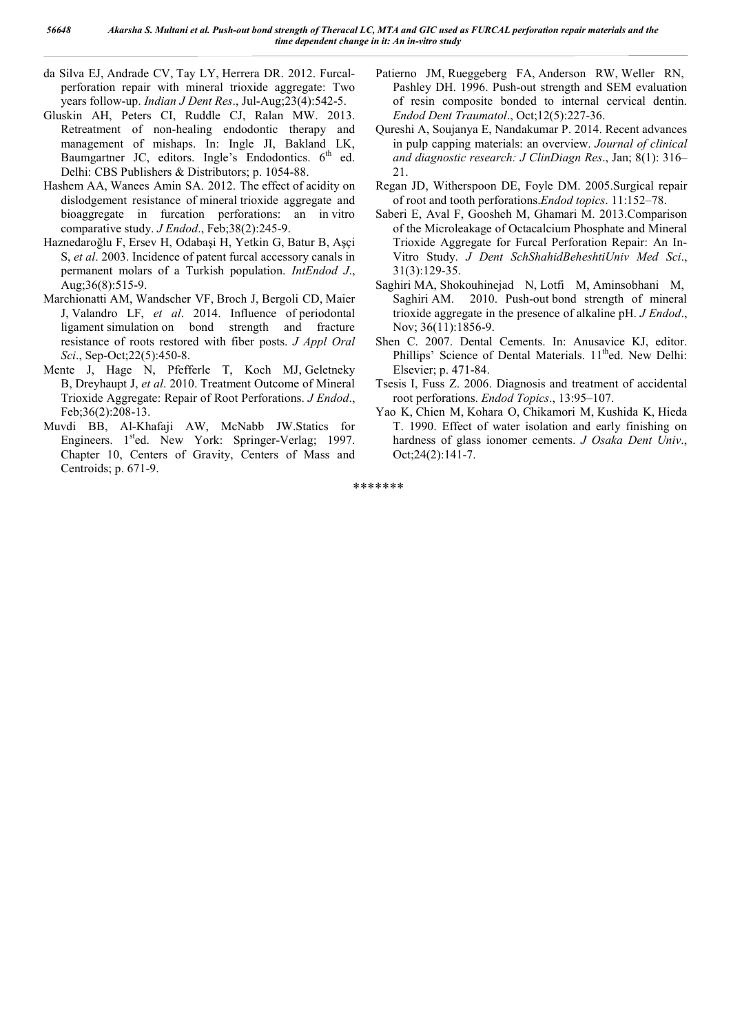da Silva EJ, Andrade CV, Tay LY, Herrera DR. 2012. Furcal-perforation repair with mineral trioxide aggregate: Two years follow-up. *Indian J Dent Res*., Jul-Aug;23(4):542-5.

Gluskin AH, Peters CI, Ruddle CJ, Ralan MW. 2013. Retreatment of non-healing endodontic therapy and management of mishaps. In: Ingle JI, Bakland LK, Baumgartner JC, editors. Ingle's Endodontics. 6th ed. Delhi: CBS Publishers & Distributors; p. 1054-88.

Hashem AA, Wanees Amin SA. 2012. The effect of acidity on dislodgement resistance of mineral trioxide aggregate and bioaggregate in furcation perforations: an in vitro comparative study. *J Endod*., Feb;38(2):245-9.

Haznedaroğlu F, Ersev H, Odabaşi H, Yetkin G, Batur B, Aşçi S, *et al*. 2003. Incidence of patent furcal accessory canals in permanent molars of a Turkish population. *IntEndod J*., Aug;36(8):515-9.

Marchionatti AM, Wandscher VF, Broch J, Bergoli CD, Maier J, Valandro LF, *et al*. 2014. Influence of periodontal ligament simulation on bond strength and fracture resistance of roots restored with fiber posts. *J Appl Oral Sci*., Sep-Oct;22(5):450-8.

Mente J, Hage N, Pfefferle T, Koch MJ, Geletneky B, Dreyhaupt J, *et al*. 2010. Treatment Outcome of Mineral Trioxide Aggregate: Repair of Root Perforations. *J Endod*., Feb;36(2):208-13.

Muvdi BB, Al-Khafaji AW, McNabb JW.Statics for Engineers. 1st ed. New York: Springer-Verlag; 1997. Chapter 10, Centers of Gravity, Centers of Mass and Centroids; p. 671-9.

Patierno JM, Rueggeberg FA, Anderson RW, Weller RN, Pashley DH. 1996. Push-out strength and SEM evaluation of resin composite bonded to internal cervical dentin. *Endod Dent Traumatol*., Oct;12(5):227-36.

Qureshi A, Soujanya E, Nandakumar P. 2014. Recent advances in pulp capping materials: an overview. *Journal of clinical and diagnostic research: J ClinDiagn Res*., Jan; 8(1): 316–21.

Regan JD, Witherspoon DE, Foyle DM. 2005.Surgical repair of root and tooth perforations.*Endod topics*. 11:152–78.

Saberi E, Aval F, Goosheh M, Ghamari M. 2013.Comparison of the Microleakage of Octacalcium Phosphate and Mineral Trioxide Aggregate for Furcal Perforation Repair: An In-Vitro Study. *J Dent SchShahidBeheshtiUniv Med Sci*., 31(3):129-35.

Saghiri MA, Shokouhinejad N, Lotfi M, Aminsobhani M, Saghiri AM. 2010. Push-out bond strength of mineral trioxide aggregate in the presence of alkaline pH. *J Endod*., Nov; 36(11):1856-9.

Shen C. 2007. Dental Cements. In: Anusavice KJ, editor. Phillips' Science of Dental Materials. 11th ed. New Delhi: Elsevier; p. 471-84.

Tsesis I, Fuss Z. 2006. Diagnosis and treatment of accidental root perforations. *Endod Topics*., 13:95–107.

Yao K, Chien M, Kohara O, Chikamori M, Kushida K, Hieda T. 1990. Effect of water isolation and early finishing on hardness of glass ionomer cements. *J Osaka Dent Univ*., Oct;24(2):141-7.

*******